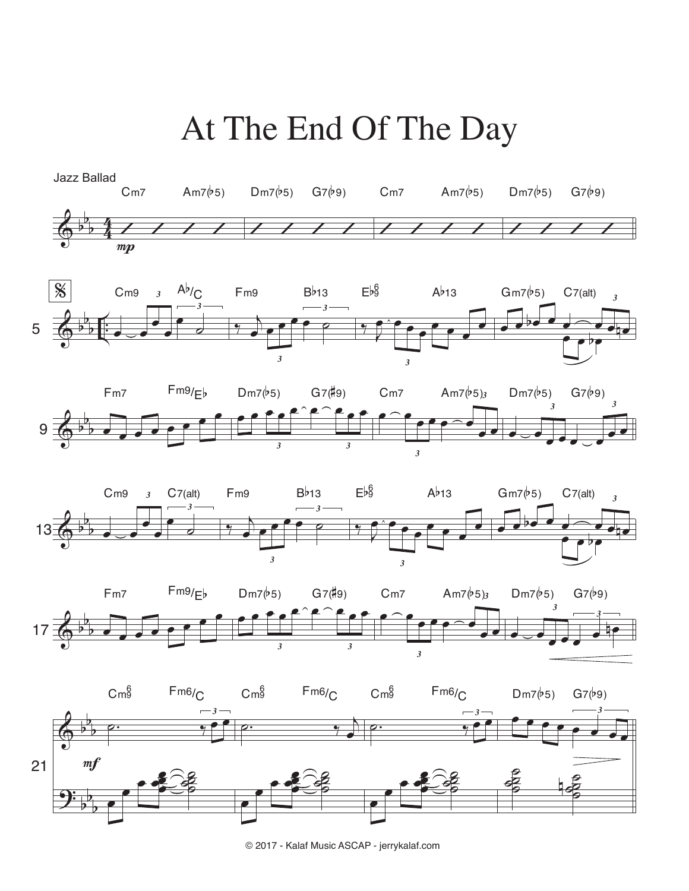# At The End Of The Day

Jazz Ballad

© 2017 - Kalaf Music ASCAP - jerrykalaf.com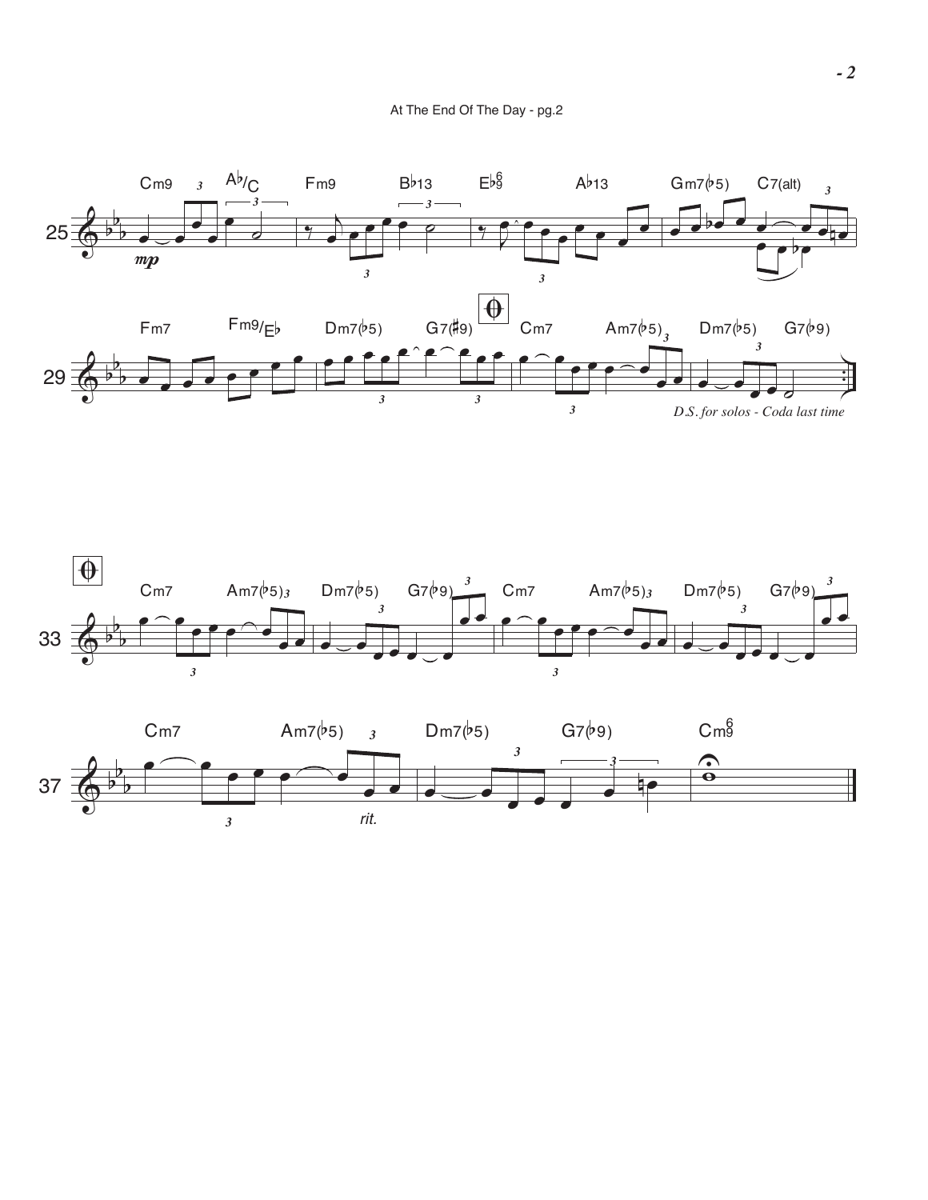At The End Of The Day - pg.2

Cm9 A♭/C Fm9 B♭13 E♭6/9 A♭13 Gm7(♭5) C7(alt)

*mp*

Fm7 Fm9/E♭ Dm7(♭5) G7(♯9) Cm7 Am7(♭5) Dm7(♭5) G7(♭9)

*D.S. for solos - Coda last time*

Cm7 Am7(♭5) Dm7(♭5) G7(♭9) Cm7 Am7(♭5) Dm7(♭5) G7(♭9)

Cm7 Am7(♭5) Dm7(♭5) G7(♭9) Cm6/9

*rit.*